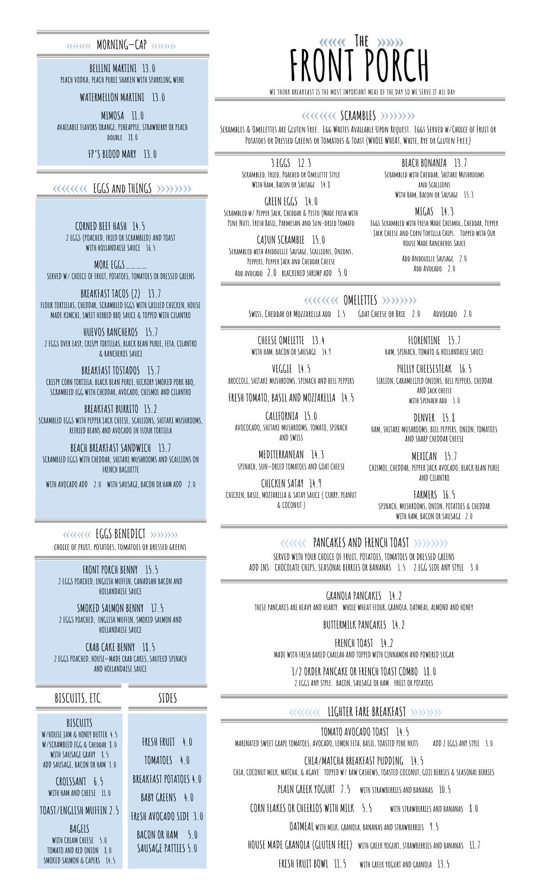# The FRONT PORCH

WE THINK BREAKFAST IS THE MOST IMPORTANT MEAL OF THE DAY SO WE SERVE IT ALL DAY

## MORNING-CAP

**BELLINI MARTINI 13.0**
PEACH VODKA, PEACH PUREE SHAKEN WITH SPARKLING WINE

**WATERMELLON MARTINI 13.0**

**MIMOSA 11.0**
AVAILABLE FLAVORS ORANGE, PINEAPPLE, STRAWBERRY OR PEACH
DOUBLE 18.0

**FP'S BLOOD MARY 13.0**

## EGGS AND THINGS

**CORNED BEEF HASH 14.5**
2 EGGS (POACHED, FRIED OR SCRAMBLED) AND TOAST
WITH HOLLANDAISE SAUCE 16.5

**MORE EGGS………**
SERVED W/ CHOICE OF FRUIT, POTATOES, TOMATOES OR DRESSED GREENS

**BREAKFAST TACOS (2) 13.7**
FLOUR TORTILLAS, CHEDDAR, SCRAMBLED EGGS WITH GRILLED CHICKEN, HOUSE MADE KIMCHI, SWEET HERBED BBQ SAUCE & TOPPED WITH CILANTRO

**HUEVOS RANCHEROS 15.7**
2 EGGS OVER EASY, CRISPY TORTILLAS, BLACK BEAN PUREE, FETA, CILANTRO & RANCHEROS SAUCE

**BREAKFAST TOSTADOS 15.7**
CRISPY CORN TORTILLA, BLACK BEAN PUREE, HICKORY SMOKED PORK BBQ, SCRAMBLED EGG WITH CHEDDAR, AVOCADO, CHISMOL AND CILANTRO

**BREAKFAST BURRITO 15.2**
SCRAMBLED EGGS WITH PEPPER JACK CHEESE, SCALLIONS, SHITAKE MUSHROOMS, REFRIED BEANS AND AVOCADO IN FLOUR TORTILLA

**BEACH BREAKFAST SANDWICH 13.7**
SCRAMBLED EGGS WITH CHEDDAR, SHITAKE MUSHROOMS AND SCALLIONS ON FRENCH BAGUETTE

WITH AVOCADO ADD 2.0 WITH SAUSAGE, BACON OR HAM ADD 2.0

## EGGS BENEDICT

CHOICE OF FRUIT, POTATOES, TOMATOES OR DRESSED GREENS

**FRONT PORCH BENNY 15.5**
2 EGGS POACHED, ENGLISH MUFFIN, CANADIAN BACON AND HOLLANDAISE SAUCE

**SMOKED SALMON BENNY 17.5**
2 EGGS POACHED, ENGLISH MUFFIN, SMOKED SALMON AND HOLLANDAISE SAUCE

**CRAB CAKE BENNY 18.5**
2 EGGS POACHED, HOUSE-MADE CRAB CAKES, SAUTEED SPINACH AND HOLLANDAISE SAUCE

## BISCUITS, ETC.

**BISCUITS**
W/HOUSE JAM & HONEY BUTTER 4.5
W/SCRAMBLED EGG & CHEDDAR 8.0
WITH SAUSAGE GRAVY 8.5
ADD SAUSAGE, BACON OR HAM 3.0

**CROISSANT 6.5**
WITH HAM AND CHEESE 11.0

**TOAST/ENGLISH MUFFIN 2.5**

**BAGELS**
WITH CREAM CHEESE 5.0
TOMATO AND RED ONION 8.0
SMOKED SALMON & CAPERS 14.5

## SIDES

FRESH FRUIT 4.0

TOMATOES 4.0

BREAKFAST POTATOES 4.0

BABY GREENS 4.0

FRESH AVOCADO SIDE 3.0

BACON OR HAM 5.0

SAUSAGE PATTIES 5.0

## SCRAMBLES

Scrambles & Omelettes are Gluten Free. Egg Whites Available Upon Request. Eggs Served w/Choice of Fruit or Potatoes or Dressed Greens or Tomatoes & Toast (WHOLE WHEAT, White, Rye or Gluten Free)

**3 EGGS 12.3**
Scrambled, Fried, Poached or Omelette Style
With Ham, Bacon or Sausage 14.8

**GREEN EGGS 14.0**
Scrambled w/ Pepper Jack, Cheddar & Pesto (Made fresh with Pine Nuts, Fresh Basil, Parmesan and Sun-dried Tomato

**CAJUN SCRAMBLE 15.0**
Scrambled with Andouille Sausage, Scallions, Onions, Peppers, Pepper Jack and Cheddar Cheese
Add avocado 2.0 blackened shrimp add 5.0

**BEACH BONANZA 13.7**
Scrambled with Cheddar, Shitake Mushrooms and Scallions
With Ham, Bacon or Sausage 15.3

**MIGAS 14.3**
Eggs Scrambled with Fresh Made Chismol, Cheddar, Pepper Jack Cheese and Corn Tortilla Chips. Topped with Our House Made Rancheros Sauce

Add Andouille Sausage 2.0
Add Avocado 2.0

## OMELETTES

Swiss, Cheddar or Mozzarella add 1.5 Goat Cheese or Brie 2.0 Advocado 2.0

**CHEESE OMELETTE 13.4**
WITH HAM, BACON OR SAUSAGE 14.9

**VEGGIE 14.5**
BROCCOLI, SHITAKE MUSHROOMS, SPINACH AND BELL PEPPERS

**FRESH TOMATO, BASIL AND MOZZARELLA 14.5**

**CALIFORNIA 15.0**
AVOCOCADO, SHITAKE MUSHROOMS, TOMATO, SPINACH AND SWISS

**MEDITERRANEAN 14.3**
SPINACH, SUN-DRIED TOMATOES AND GOAT CHEESE

**CHICKEN SATAY 14.9**
CHICKEN, BASIL, MOZZARELLA & SATAY SAUCE ( CURRY, PEANUT & COCONUT )

**FLORENTINE 15.7**
HAM, SPINACH, TOMATO & HOLLANDAISE SAUCE

**PHILLY CHEESESTEAK 16.5**
SIRLION, CARAMELIZED ONIONS, BELL PEPPERS, CHEDDAR AND JACK CHEESE
WITH SPINACH ADD 1.0

**DENVER 15.8**
HAM, SHITAKE MUSHROOMS, BELL PEPPERS, ONION, TOMATOES AND SHARP CHEDDAR CHEESE

**MEXICAN 15.7**
CHISMOL, CHEDDAR, PEPPER JACK AVOCADO, BLACK BEAN PUREE AND CILANTRO

**FARMERS 16.5**
SPINACH, MUSHROOMS, ONION, POTATOES & CHEDDAR
WITH HAM, BACON OR SAUSAGE 2.0

## PANCAKES AND FRENCH TOAST

SERVED WITH YOUR CHOICE OF FRUIT, POTATOES, TOMATOES OR DRESSED GREENS
ADD INS: CHOCOLATE CHIPS, SEASONAL BERRIES OR BANANAS 1.5 2 EGG SIDE ANY STYLE 3.0

**GRANOLA PANCAKES 14.2**
THESE PANCAKES ARE HEAVY AND HEARTY. WHOLE WHEAT FLOUR, GRANOLA, OATMEAL, ALMOND AND HONEY

**BUTTERMILK PANCAKES 14.2**

**FRENCH TOAST 14.2**
MADE WITH FRESH BAKED CHALLAH AND TOPPED WITH CINNAMON AND POWERED SUGAR

**1/2 ORDER PANCAKE OR FRENCH TOAST COMBO 18.0**
2 EGGS ANY STYLE. BACON, SAUSAGE OR HAM. FRUIT OR POTATOES

## LIGHTER FARE BREAKFAST

**TOMATO AVOCADO TOAST 14.5**
MARINATED SWEET GRAPE TOMATOES, AVOCADO, LEMON FETA, BASIL, TOASTED PINE NUTS ADD 2 EGGS ANY STYLE 3.0

**CHIA/MATCHA BREAKFAST PUDDING 14.5**
CHIA, COCONUT MILK, MATCHA, & AGAVE. TOPPED W/ RAW CASHEWS, TOASTED COCONUT, GOJI BERRIES & SEASONAL BERRIES

**PLAIN GREEK YOGURT 7.5** WITH STRAWBERRIES AND BANANAS 10.5

**CORN FLAKES OR CHEERIOS WITH MILK 5.5** WITH STRAWBERRIES AND BANANAS 8.0

**OATMEAL** WITH MILK, GRANOLA, BANANAS AND STRAWBERRIES 9.5

**HOUSE MADE GRANOLA (GLUTEN FREE)** WITH GREEK YOGURT, STRAWBERRIES AND BANANAS 11.7

**FRESH FRUIT BOWL 11.5** WITH GREEK YOGURT AND GRANOLA 13.5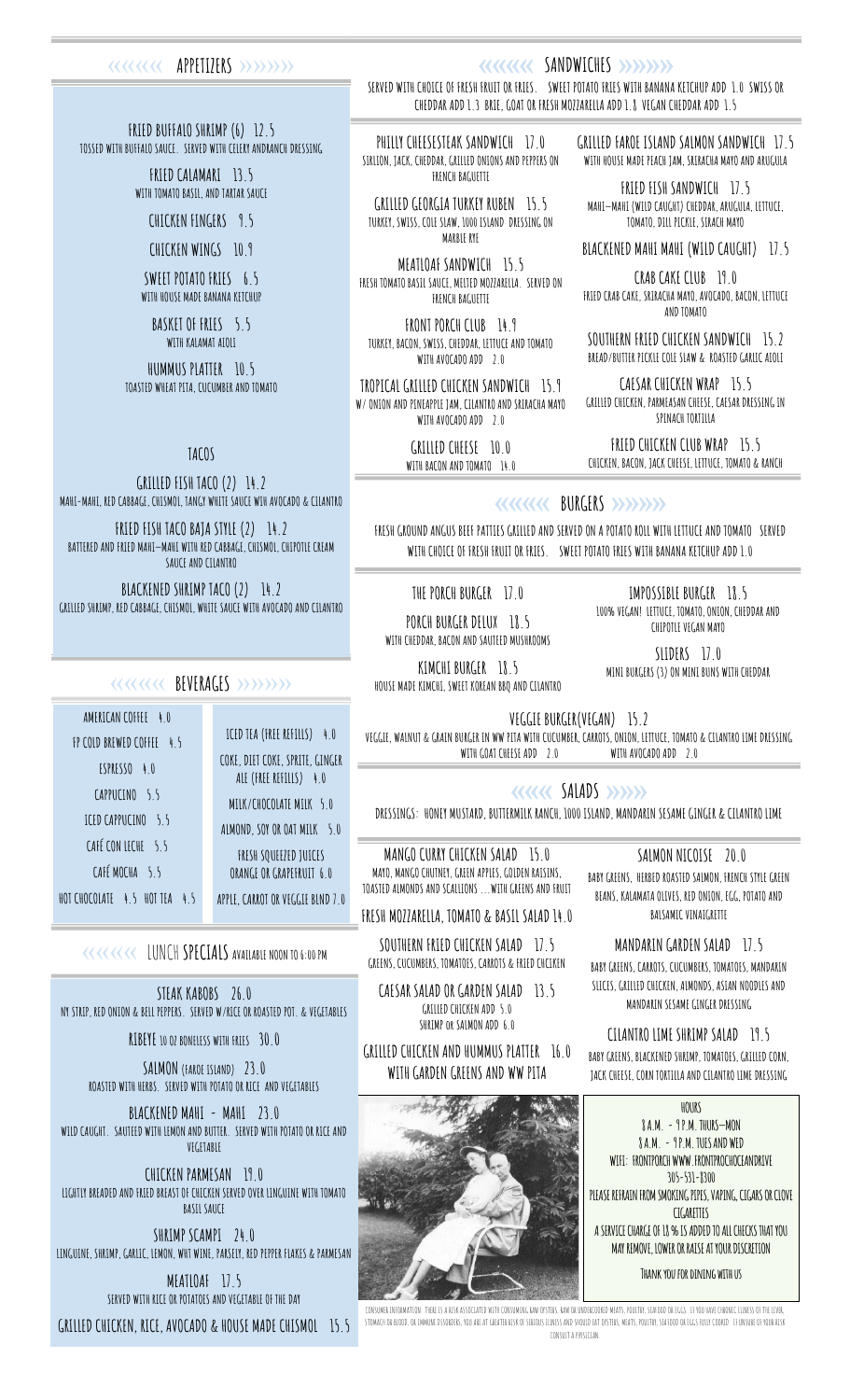## APPETIZERS

**FRIED BUFFALO SHRIMP (6) 12.5**
TOSSED WITH BUFFALO SAUCE. SERVED WITH CELERY ANDRANCH DRESSING

**FRIED CALAMARI 13.5**
WITH TOMATO BASIL, AND TARTAR SAUCE

**CHICKEN FINGERS 9.5**

**CHICKEN WINGS 10.9**

**SWEET POTATO FRIES 6.5**
WITH HOUSE MADE BANANA KETCHUP

**BASKET OF FRIES 5.5**
WITH KALAMAT AIOLI

**HUMMUS PLATTER 10.5**
TOASTED WHEAT PITA, CUCUMBER AND TOMATO

## TACOS

**GRILLED FISH TACO (2) 14.2**
MAHI-MAHI, RED CABBAGE, CHISMOL, TANGY WHITE SAUCE WIH AVOCADO & CILANTRO

**FRIED FISH TACO BAJA STYLE (2) 14.2**
BATTERED AND FRIED MAHI-MAHI WITH RED CABBAGE, CHISMOL, CHIPOTLE CREAM SAUCE AND CILANTRO

**BLACKENED SHRIMP TACO (2) 14.2**
GRILLED SHRIMP, RED CABBAGE, CHISMOL, WHITE SAUCE WITH AVOCADO AND CILANTRO

## BEVERAGES

| | |
|---|---|
| AMERICAN COFFEE 4.0 | ICED TEA (FREE REFILLS) 4.0 |
| FP COLD BREWED COFFEE 4.5 | COKE, DIET COKE, SPRITE, GINGER ALE (FREE REFILLS) 4.0 |
| ESPRESSO 4.0 | MILK/CHOCOLATE MILK 5.0 |
| CAPPUCINO 5.5 | ALMOND, SOY OR OAT MILK 5.0 |
| ICED CAPPUCINO 5.5 | FRESH SQUEEZED JUICES ORANGE OR GRAPEFRUIT 6.0 |
| CAFÉ CON LECHE 5.5 | APPLE, CARROT OR VEGGIE BLND 7.0 |
| CAFÉ MOCHA 5.5 | |
| HOT CHOCOLATE 4.5 HOT TEA 4.5 | |

## LUNCH SPECIALS AVAILABLE NOON TO 6:00 PM

**STEAK KABOBS 26.0**
NY STRIP, RED ONION & BELL PEPPERS. SERVED W/RICE OR ROASTED POT. & VEGETABLES

**RIBEYE 10 OZ BONELESS WITH FRIES 30.0**

**SALMON (FAROE ISLAND) 23.0**
ROASTED WITH HERBS. SERVED WITH POTATO OR RICE AND VEGETABLES

**BLACKENED MAHI - MAHI 23.0**
WILD CAUGHT. SAUTEED WITH LEMON AND BUTTER. SERVED WITH POTATO OR RICE AND VEGETABLE

**CHICKEN PARMESAN 19.0**
LIGHTLY BREADED AND FRIED BREAST OF CHICKEN SERVED OVER LINGUINE WITH TOMATO BASIL SAUCE

**SHRIMP SCAMPI 24.0**
LINGUINE, SHRIMP, GARLIC, LEMON, WHT WINE, PARSELY, RED PEPPER FLAKES & PARMESAN

**MEATLOAF 17.5**
SERVED WITH RICE OR POTATOES AND VEGETABLE OF THE DAY

**GRILLED CHICKEN, RICE, AVOCADO & HOUSE MADE CHISMOL 15.5**

## SANDWICHES

SERVED WITH CHOICE OF FRESH FRUIT OR FRIES. SWEET POTATO FRIES WITH BANANA KETCHUP ADD 1.0 SWISS OR CHEDDAR ADD 1.3 BRIE, GOAT OR FRESH MOZZARELLA ADD 1.8 VEGAN CHEDDAR ADD 1.5

**PHILLY CHEESESTEAK SANDWICH 17.0**
SIRLOIN, JACK, CHEDDAR, GRILLED ONIONS AND PEPPERS ON FRENCH BAGUETTE

**GRILLED GEORGIA TURKEY RUBEN 15.5**
TURKEY, SWISS, COLE SLAW, 1000 ISLAND DRESSING ON MARBLE RYE

**MEATLOAF SANDWICH 15.5**
FRESH TOMATO BASIL SAUCE, MELTED MOZZARELLA. SERVED ON FRENCH BAGUETTE

**FRONT PORCH CLUB 14.9**
TURKEY, BACON, SWISS, CHEDDAR, LETTUCE AND TOMATO
WITH AVOCADO ADD 2.0

**TROPICAL GRILLED CHICKEN SANDWICH 15.9**
W/ ONION AND PINEAPPLE JAM, CILANTRO AND SRIRACHA MAYO
WITH AVOCADO ADD 2.0

**GRILLED CHEESE 10.0**
WITH BACON AND TOMATO 14.0

**GRILLED FAROE ISLAND SALMON SANDWICH 17.5**
WITH HOUSE MADE PEACH JAM, SRIRACHA MAYO AND ARUGULA

**FRIED FISH SANDWICH 17.5**
MAHI-MAHI (WILD CAUGHT) CHEDDAR, ARUGULA, LETTUCE, TOMATO, DILL PICKLE, SIRACH MAYO

**BLACKENED MAHI MAHI (WILD CAUGHT) 17.5**

**CRAB CAKE CLUB 19.0**
FRIED CRAB CAKE, SRIRACHA MAYO, AVOCADO, BACON, LETTUCE AND TOMATO

**SOUTHERN FRIED CHICKEN SANDWICH 15.2**
BREAD/BUTTER PICKLE COLE SLAW & ROASTED GARLIC AIOLI

**CAESAR CHICKEN WRAP 15.5**
GRILLED CHICKEN, PARMEASAN CHEESE, CAESAR DRESSING IN SPINACH TORTILLA

**FRIED CHICKEN CLUB WRAP 15.5**
CHICKEN, BACON, JACK CHEESE, LETTUCE, TOMATO & RANCH

## BURGERS

FRESH GROUND ANGUS BEEF PATTIES GRILLED AND SERVED ON A POTATO ROLL WITH LETTUCE AND TOMATO SERVED WITH CHOICE OF FRESH FRUIT OR FRIES. SWEET POTATO FRIES WITH BANANA KETCHUP ADD 1.0

**THE PORCH BURGER 17.0**

**PORCH BURGER DELUX 18.5**
WITH CHEDDAR, BACON AND SAUTEED MUSHROOMS

**KIMCHI BURGER 18.5**
HOUSE MADE KIMCHI, SWEET KOREAN BBQ AND CILANTRO

**IMPOSSIBLE BURGER 18.5**
100% VEGAN! LETTUCE, TOMATO, ONION, CHEDDAR AND CHIPOTLE VEGAN MAYO

**SLIDERS 17.0**
MINI BURGERS (3) ON MINI BUNS WITH CHEDDAR

**VEGGIE BURGER(VEGAN) 15.2**
VEGGIE, WALNUT & GRAIN BURGER IN WW PITA WITH CUCUMBER, CARROTS, ONION, LETTUCE, TOMATO & CILANTRO LIME DRESSING
WITH GOAT CHEESE ADD 2.0 WITH AVOCADO ADD 2.0

## SALADS

DRESSINGS: HONEY MUSTARD, BUTTERMILK RANCH, 1000 ISLAND, MANDARIN SESAME GINGER & CILANTRO LIME

**MANGO CURRY CHICKEN SALAD 15.0**
MAYO, MANGO CHUTNEY, GREEN APPLES, GOLDEN RAISINS, TOASTED ALMONDS AND SCALLIONS ...WITH GREENS AND FRUIT

**FRESH MOZZARELLA, TOMATO & BASIL SALAD 14.0**

**SOUTHERN FRIED CHICKEN SALAD 17.5**
GREENS, CUCUMBERS, TOMATOES, CARROTS & FRIED CHCIKEN

**CAESAR SALAD OR GARDEN SALAD 13.5**
GRILLED CHICKEN ADD 5.0
SHRIMP OR SALMON ADD 6.0

**GRILLED CHICKEN AND HUMMUS PLATTER 16.0**
WITH GARDEN GREENS AND WW PITA

**SALMON NICOISE 20.0**
BABY GREENS, HERBED ROASTED SALMON, FRENCH STYLE GREEN BEANS, KALAMATA OLIVES, RED ONION, EGG, POTATO AND BALSAMIC VINAIGRETTE

**MANDARIN GARDEN SALAD 17.5**
BABY GREENS, CARROTS, CUCUMBERS, TOMATOES, MANDARIN SLICES, GRILLED CHICKEN, ALMONDS, ASIAN NOODLES AND MANDARIN SESAME GINGER DRESSING

**CILANTRO LIME SHRIMP SALAD 19.5**
BABY GREENS, BLACKENED SHRIMP, TOMATOES, GRILLED CORN, JACK CHEESE, CORN TORTILLA AND CILANTRO LIME DRESSING

**HOURS**
8 A.M. - 9 P.M. THURS-MON
8 A.M. - 9 P.M. TUES AND WED
WIFI: FRONTPORCH WWW. FRONTPROCHOCEANDRIVE
305-531-8300
PLEASE REFRAIN FROM SMOKING PIPES, VAPING, CIGARS OR CLOVE CIGARETTES
A SERVICE CHARGE OF 18 % IS ADDED TO ALL CHECKS THAT YOU MAY REMOVE, LOWER OR RAISE AT YOUR DISCRETION
THANK YOU FOR DINING WITH US

CONSUMER INFORMATION: THERE IS A RISK ASSOCIATED WITH CONSUMING RAW OYSTERS, RAW OR UNDERCOOKED MEATS, POULTRY, SEAFOOD OR EGGS. IF YOU HAVE CHRONIC ILLNESS OF THE LIVER, STOMACH OR BLOOD, OR IMMUNE DISORDERS, YOU ARE AT GREATER RISK OF SERIOUS ILLNESS AND SHOULD EAT OYSTERS, MEATS, POULTRY, SEAFOOD OR EGGS FULLY COOKED. IF UNSURE OF YOUR RISK CONSULT A PHYSICIAN.